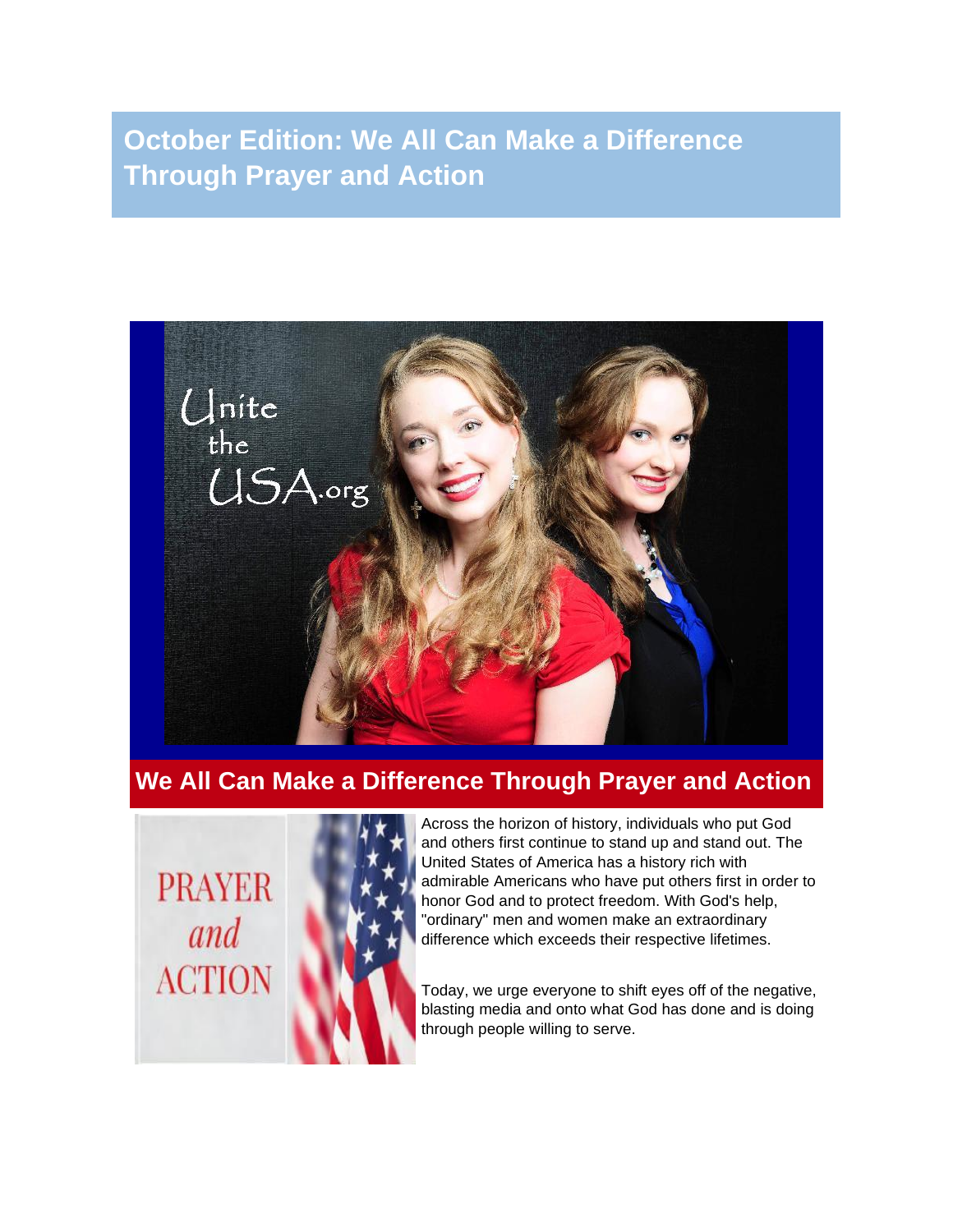# October Edition: We All Can Make a Difference Through Prayer and Action

## We All Can Make a Difference Through Prayer and Action

Across the horizon of history, individuals who put God and others first continue to stand up and stand out. The United States of America has a history rich with admirable Americans who have put others first in order to honor God and to protect freedom. With God's help, "ordinary" men and women make an extraordinary difference which exceeds their respective lifetimes.

Today, we urge everyone to shift eyes off of the negative, blasting media and onto what God has done and is doing through people willing to serve.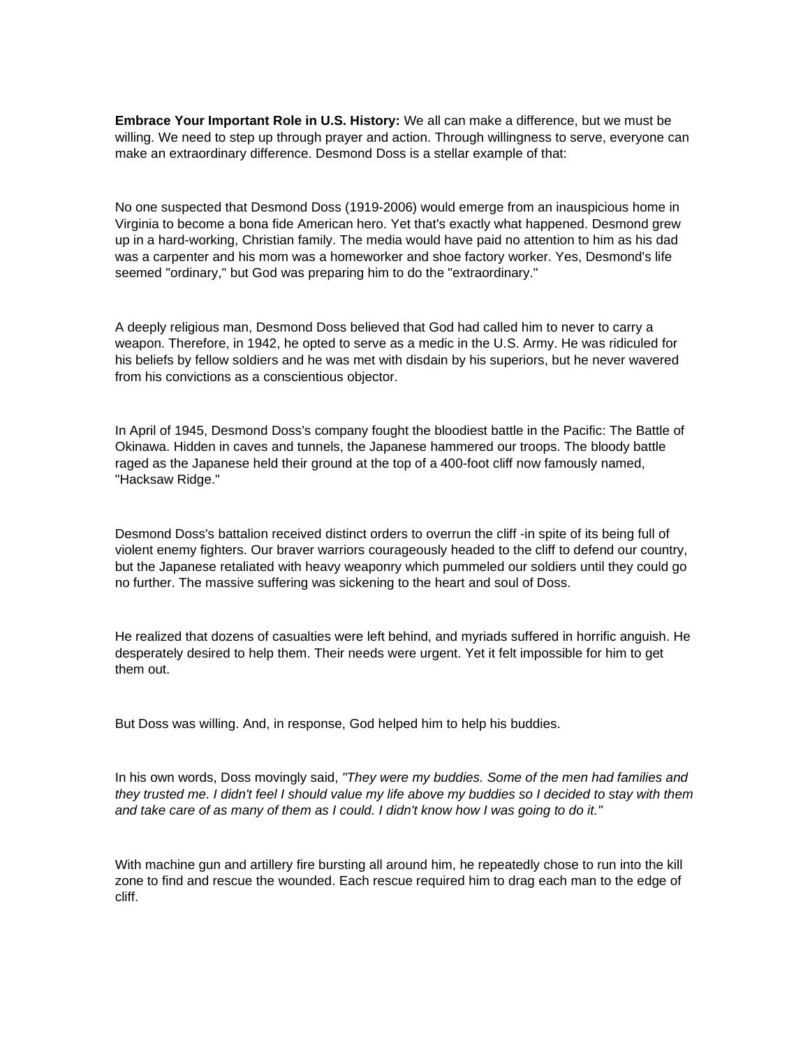**Embrace Your Important Role in U.S. History:** We all can make a difference, but we must be willing. We need to step up through prayer and action. Through willingness to serve, everyone can make an extraordinary difference. Desmond Doss is a stellar example of that:

No one suspected that Desmond Doss (1919-2006) would emerge from an inauspicious home in Virginia to become a bona fide American hero. Yet that's exactly what happened. Desmond grew up in a hard-working, Christian family. The media would have paid no attention to him as his dad was a carpenter and his mom was a homeworker and shoe factory worker. Yes, Desmond's life seemed "ordinary," but God was preparing him to do the "extraordinary."

A deeply religious man, Desmond Doss believed that God had called him to never to carry a weapon. Therefore, in 1942, he opted to serve as a medic in the U.S. Army. He was ridiculed for his beliefs by fellow soldiers and he was met with disdain by his superiors, but he never wavered from his convictions as a conscientious objector.

In April of 1945, Desmond Doss's company fought the bloodiest battle in the Pacific: The Battle of Okinawa. Hidden in caves and tunnels, the Japanese hammered our troops. The bloody battle raged as the Japanese held their ground at the top of a 400-foot cliff now famously named, "Hacksaw Ridge."

Desmond Doss's battalion received distinct orders to overrun the cliff -in spite of its being full of violent enemy fighters. Our braver warriors courageously headed to the cliff to defend our country, but the Japanese retaliated with heavy weaponry which pummeled our soldiers until they could go no further. The massive suffering was sickening to the heart and soul of Doss.

He realized that dozens of casualties were left behind, and myriads suffered in horrific anguish. He desperately desired to help them. Their needs were urgent. Yet it felt impossible for him to get them out.

But Doss was willing. And, in response, God helped him to help his buddies.

In his own words, Doss movingly said, *"They were my buddies. Some of the men had families and they trusted me. I didn't feel I should value my life above my buddies so I decided to stay with them and take care of as many of them as I could. I didn't know how I was going to do it."*

With machine gun and artillery fire bursting all around him, he repeatedly chose to run into the kill zone to find and rescue the wounded. Each rescue required him to drag each man to the edge of cliff.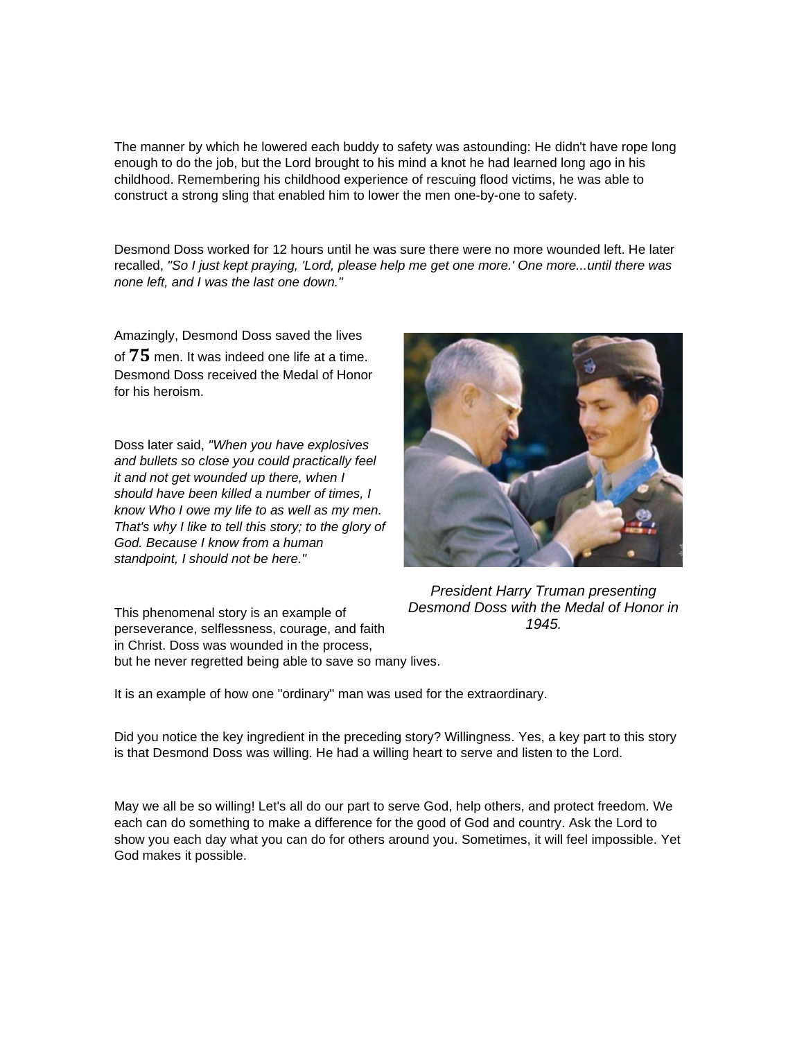The manner by which he lowered each buddy to safety was astounding: He didn't have rope long enough to do the job, but the Lord brought to his mind a knot he had learned long ago in his childhood. Remembering his childhood experience of rescuing flood victims, he was able to construct a strong sling that enabled him to lower the men one-by-one to safety.

Desmond Doss worked for 12 hours until he was sure there were no more wounded left. He later recalled, *"So I just kept praying, 'Lord, please help me get one more.' One more...until there was none left, and I was the last one down."*

Amazingly, Desmond Doss saved the lives of **75** men. It was indeed one life at a time. Desmond Doss received the Medal of Honor for his heroism.

Doss later said, *"When you have explosives and bullets so close you could practically feel it and not get wounded up there, when I should have been killed a number of times, I know Who I owe my life to as well as my men. That's why I like to tell this story; to the glory of God. Because I know from a human standpoint, I should not be here."*

*President Harry Truman presenting Desmond Doss with the Medal of Honor in 1945.*

This phenomenal story is an example of perseverance, selflessness, courage, and faith in Christ. Doss was wounded in the process, but he never regretted being able to save so many lives.

It is an example of how one "ordinary" man was used for the extraordinary.

Did you notice the key ingredient in the preceding story? Willingness. Yes, a key part to this story is that Desmond Doss was willing. He had a willing heart to serve and listen to the Lord.

May we all be so willing! Let's all do our part to serve God, help others, and protect freedom. We each can do something to make a difference for the good of God and country. Ask the Lord to show you each day what you can do for others around you. Sometimes, it will feel impossible. Yet God makes it possible.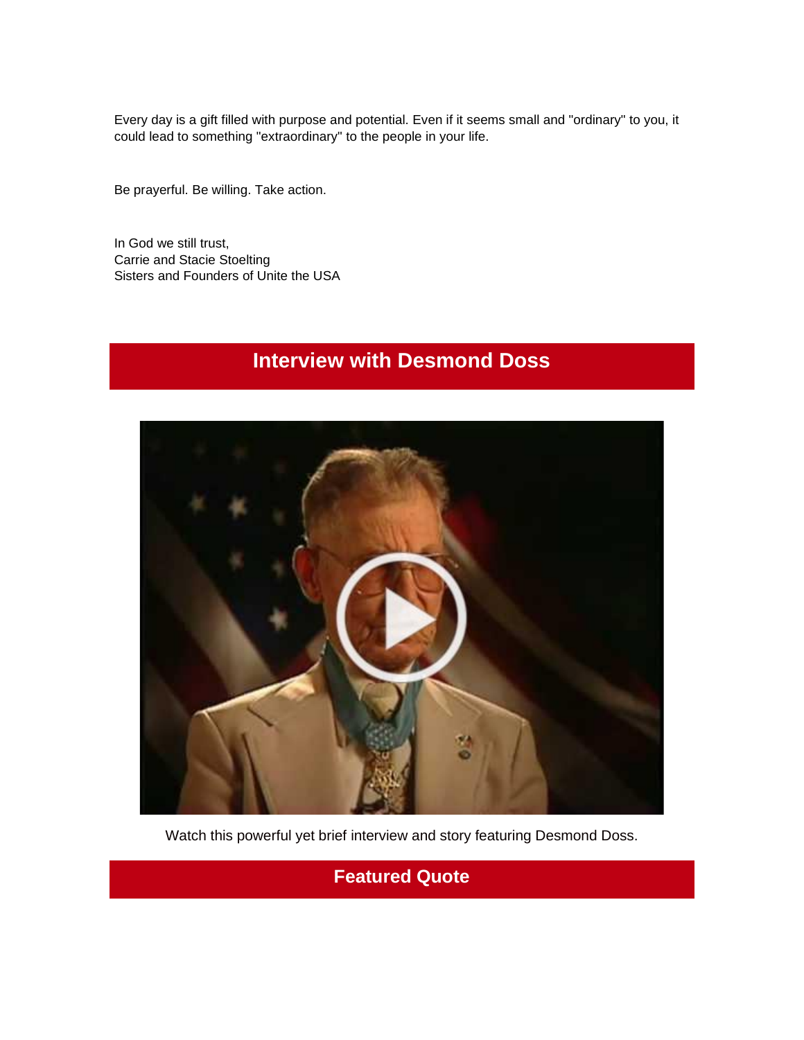Every day is a gift filled with purpose and potential. Even if it seems small and "ordinary" to you, it could lead to something "extraordinary" to the people in your life.

Be prayerful. Be willing. Take action.

In God we still trust,
Carrie and Stacie Stoelting
Sisters and Founders of Unite the USA

## Interview with Desmond Doss

Watch this powerful yet brief interview and story featuring Desmond Doss.

## Featured Quote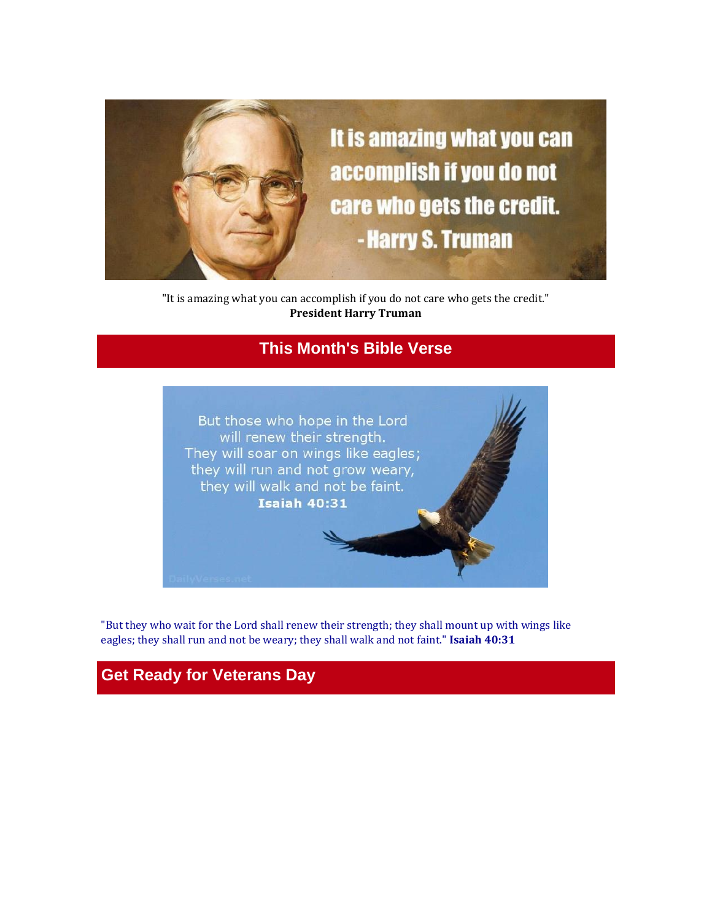"It is amazing what you can accomplish if you do not care who gets the credit."
**President Harry Truman**

## This Month's Bible Verse

"But they who wait for the Lord shall renew their strength; they shall mount up with wings like eagles; they shall run and not be weary; they shall walk and not faint." **Isaiah 40:31**

## Get Ready for Veterans Day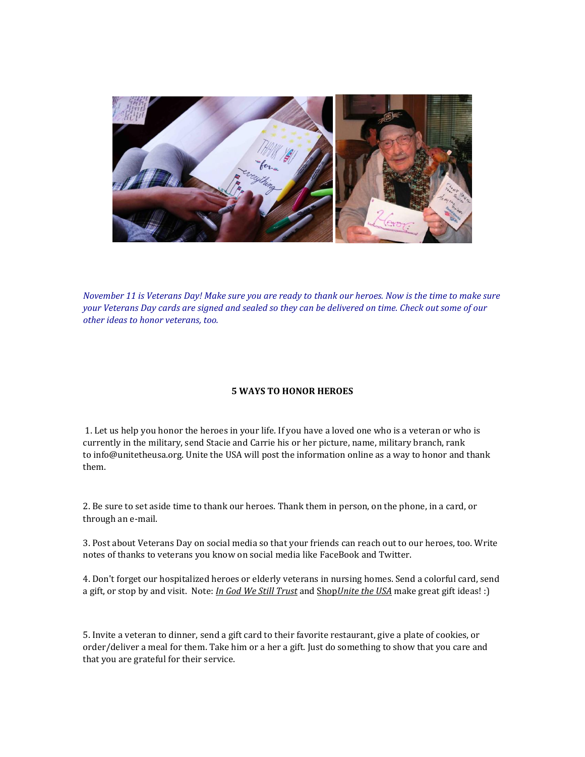*November 11 is Veterans Day! Make sure you are ready to thank our heroes. Now is the time to make sure your Veterans Day cards are signed and sealed so they can be delivered on time. Check out some of our other ideas to honor veterans, too.*

**5 WAYS TO HONOR HEROES**

1. Let us help you honor the heroes in your life. If you have a loved one who is a veteran or who is currently in the military, send Stacie and Carrie his or her picture, name, military branch, rank to info@unitetheusa.org. Unite the USA will post the information online as a way to honor and thank them.

2. Be sure to set aside time to thank our heroes. Thank them in person, on the phone, in a card, or through an e-mail.

3. Post about Veterans Day on social media so that your friends can reach out to our heroes, too. Write notes of thanks to veterans you know on social media like FaceBook and Twitter.

4. Don't forget our hospitalized heroes or elderly veterans in nursing homes. Send a colorful card, send a gift, or stop by and visit. Note: *In God We Still Trust* and Shop*Unite the USA* make great gift ideas! :)

5. Invite a veteran to dinner, send a gift card to their favorite restaurant, give a plate of cookies, or order/deliver a meal for them. Take him or a her a gift. Just do something to show that you care and that you are grateful for their service.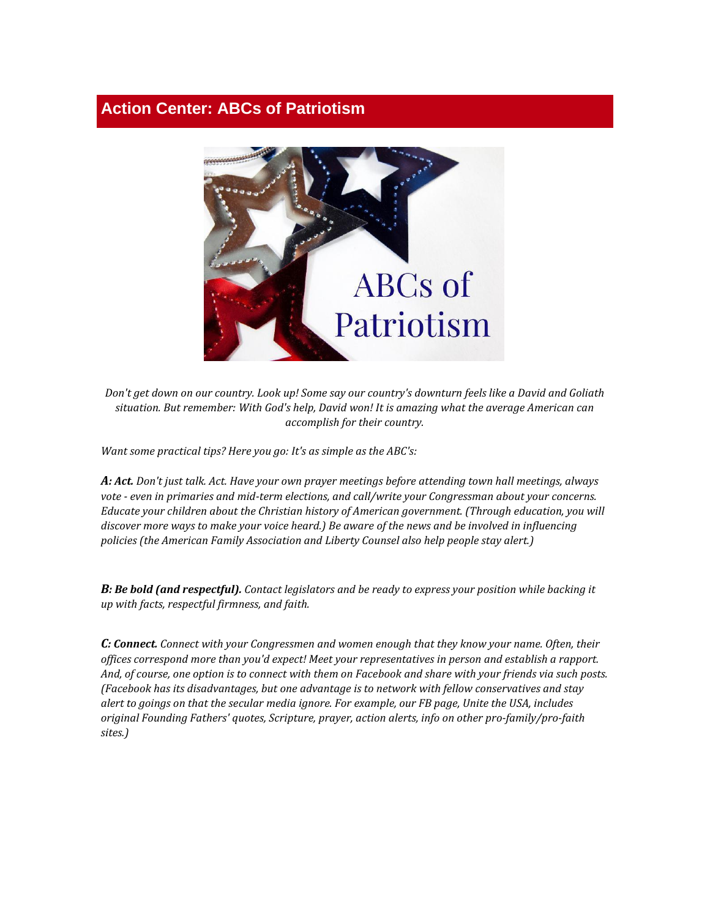## Action Center: ABCs of Patriotism

*Don't get down on our country. Look up! Some say our country's downturn feels like a David and Goliath situation. But remember: With God's help, David won! It is amazing what the average American can accomplish for their country.*

*Want some practical tips? Here you go: It's as simple as the ABC's:*

***A: Act.*** *Don't just talk. Act. Have your own prayer meetings before attending town hall meetings, always vote - even in primaries and mid-term elections, and call/write your Congressman about your concerns. Educate your children about the Christian history of American government. (Through education, you will discover more ways to make your voice heard.) Be aware of the news and be involved in influencing policies (the American Family Association and Liberty Counsel also help people stay alert.)*

***B: Be bold (and respectful).*** *Contact legislators and be ready to express your position while backing it up with facts, respectful firmness, and faith.*

***C: Connect.*** *Connect with your Congressmen and women enough that they know your name. Often, their offices correspond more than you'd expect! Meet your representatives in person and establish a rapport. And, of course, one option is to connect with them on Facebook and share with your friends via such posts. (Facebook has its disadvantages, but one advantage is to network with fellow conservatives and stay alert to goings on that the secular media ignore. For example, our FB page, Unite the USA, includes original Founding Fathers' quotes, Scripture, prayer, action alerts, info on other pro-family/pro-faith sites.)*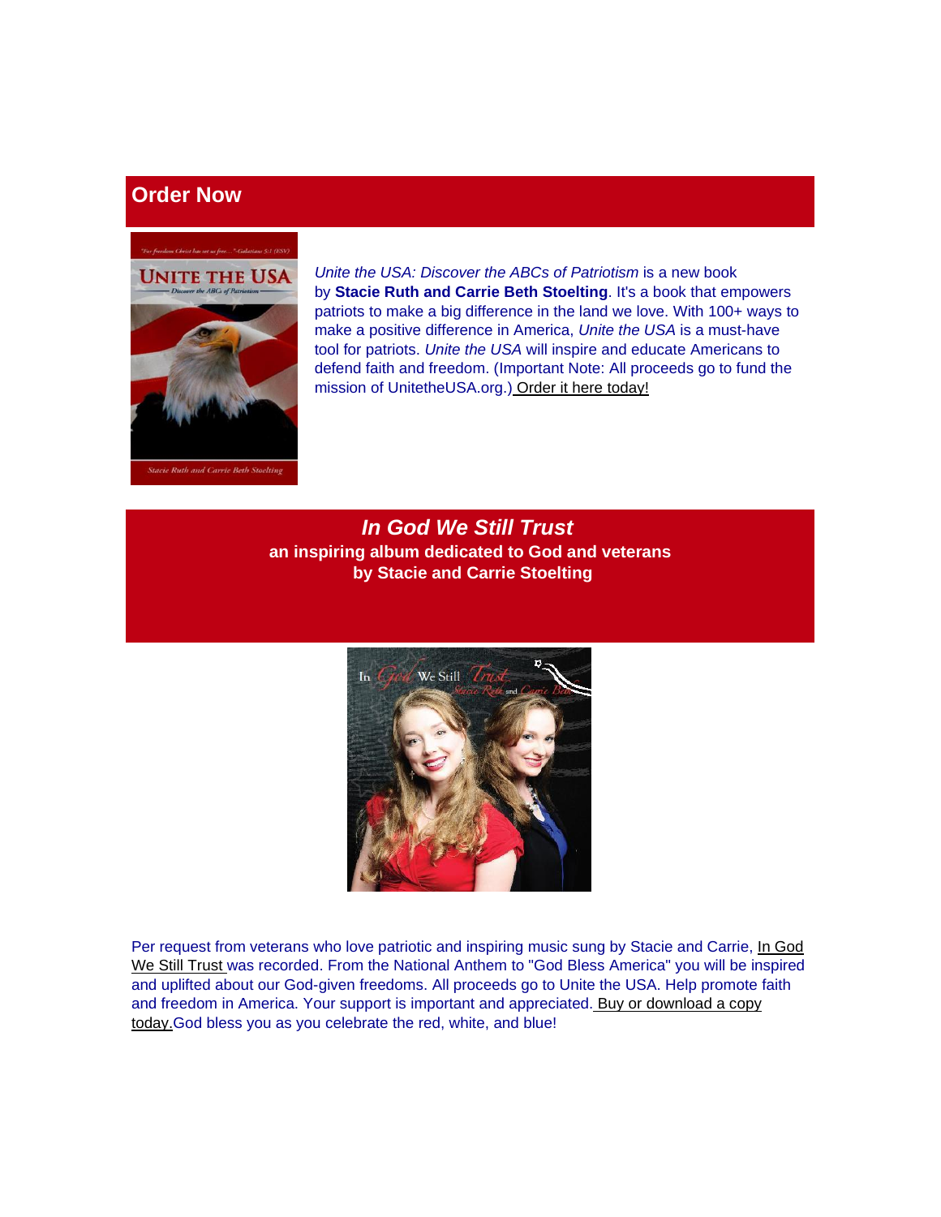## Order Now

*Unite the USA: Discover the ABCs of Patriotism* is a new book by **Stacie Ruth and Carrie Beth Stoelting**. It's a book that empowers patriots to make a big difference in the land we love. With 100+ ways to make a positive difference in America, *Unite the USA* is a must-have tool for patriots. *Unite the USA* will inspire and educate Americans to defend faith and freedom. (Important Note: All proceeds go to fund the mission of UnitetheUSA.org.) Order it here today!

## *In God We Still Trust*

**an inspiring album dedicated to God and veterans**
**by Stacie and Carrie Stoelting**

Per request from veterans who love patriotic and inspiring music sung by Stacie and Carrie, In God We Still Trust was recorded. From the National Anthem to "God Bless America" you will be inspired and uplifted about our God-given freedoms. All proceeds go to Unite the USA. Help promote faith and freedom in America. Your support is important and appreciated. Buy or download a copy today. God bless you as you celebrate the red, white, and blue!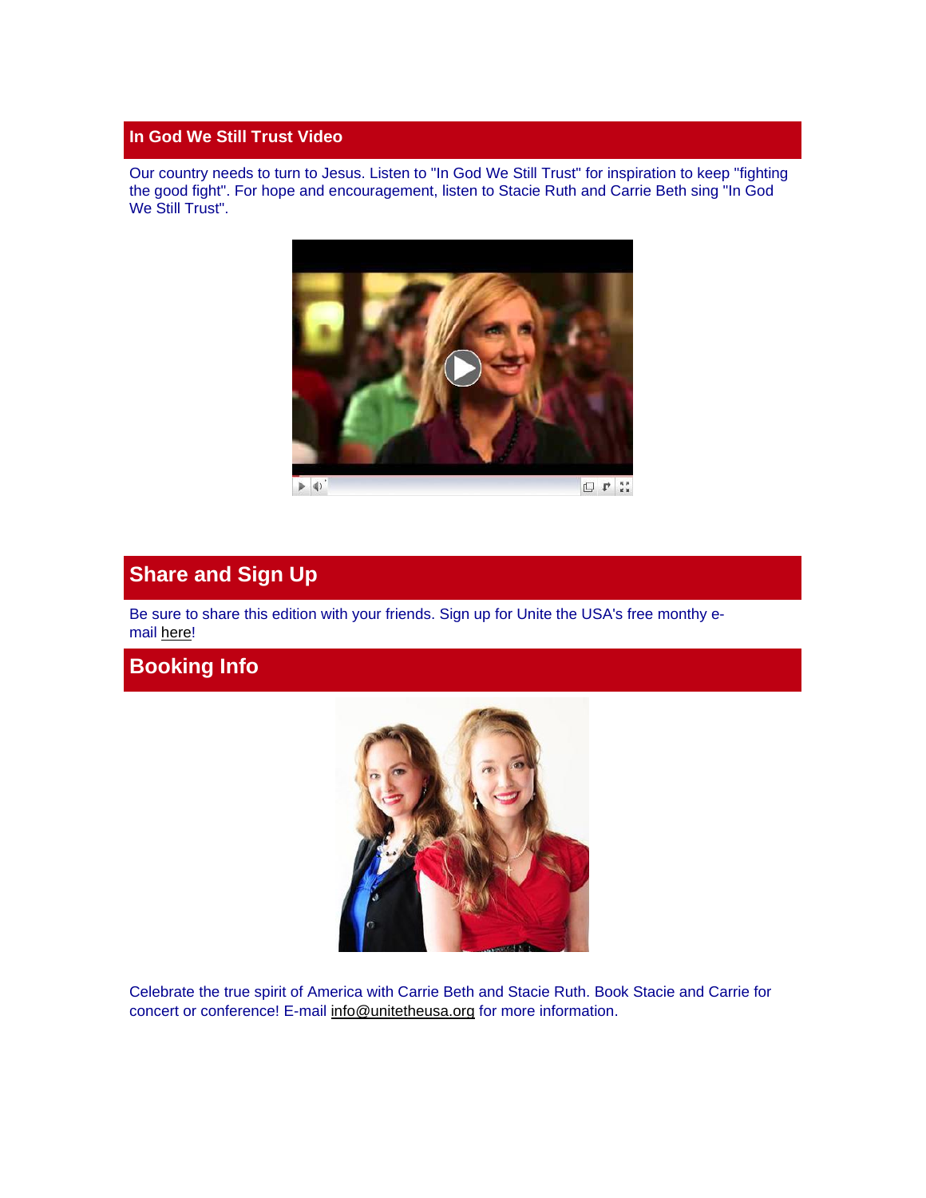## In God We Still Trust Video

Our country needs to turn to Jesus. Listen to "In God We Still Trust" for inspiration to keep "fighting the good fight". For hope and encouragement, listen to Stacie Ruth and Carrie Beth sing "In God We Still Trust".

## Share and Sign Up

Be sure to share this edition with your friends. Sign up for Unite the USA's free monthy e-mail here!

## Booking Info

Celebrate the true spirit of America with Carrie Beth and Stacie Ruth. Book Stacie and Carrie for concert or conference! E-mail info@unitetheusa.org for more information.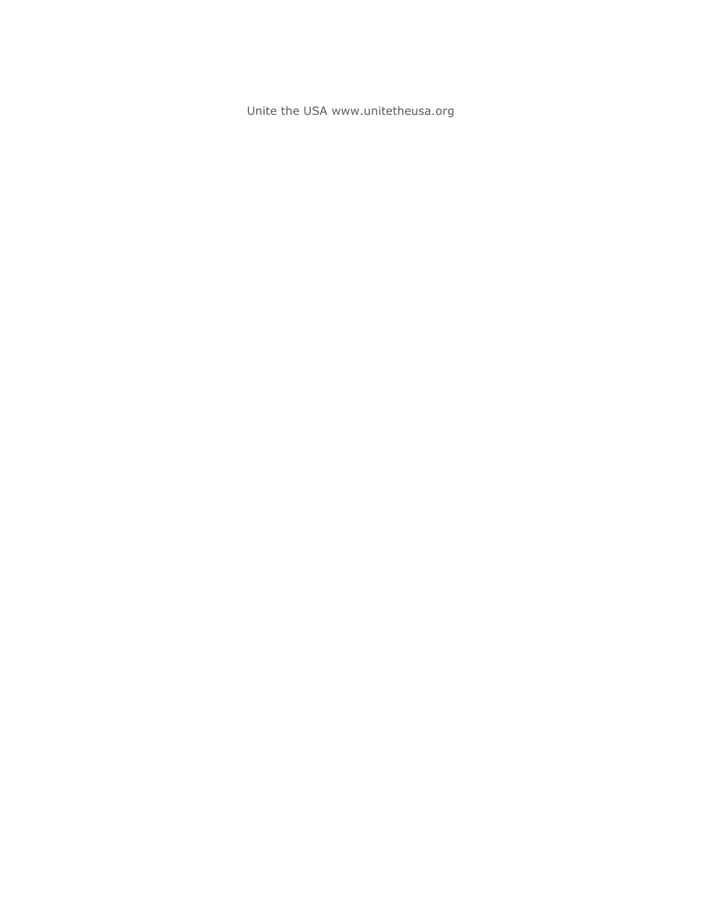Unite the USA www.unitetheusa.org